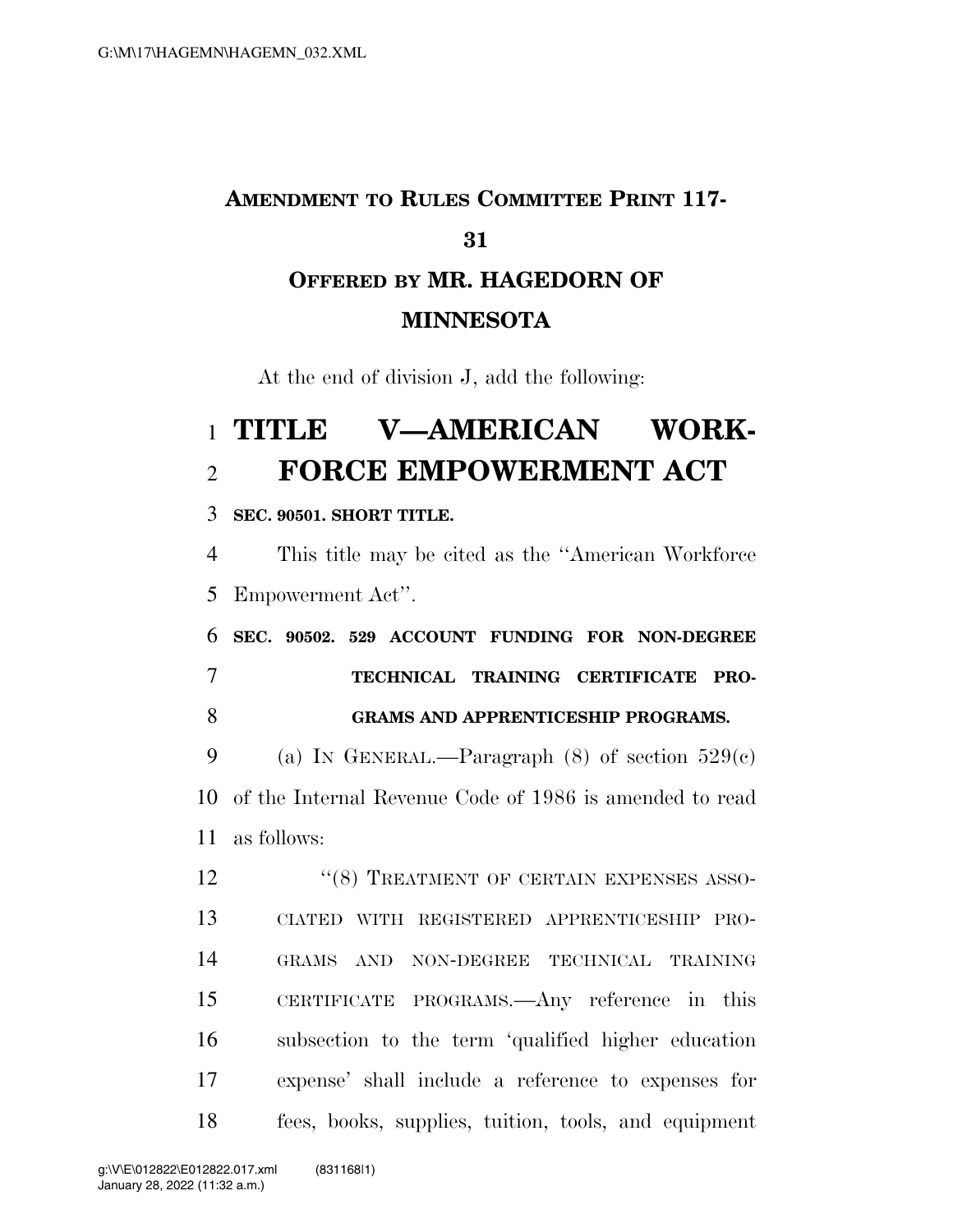**AMENDMENT TO RULES COMMITTEE PRINT 117-31**

**OFFERED BY MR. HAGEDORN OF MINNESOTA**

At the end of division J, add the following:

# TITLE V—AMERICAN WORKFORCE EMPOWERMENT ACT

**SEC. 90501. SHORT TITLE.**

This title may be cited as the "American Workforce Empowerment Act".

**SEC. 90502. 529 ACCOUNT FUNDING FOR NON-DEGREE TECHNICAL TRAINING CERTIFICATE PROGRAMS AND APPRENTICESHIP PROGRAMS.**

(a) IN GENERAL.—Paragraph (8) of section 529(c) of the Internal Revenue Code of 1986 is amended to read as follows:

"(8) TREATMENT OF CERTAIN EXPENSES ASSOCIATED WITH REGISTERED APPRENTICESHIP PROGRAMS AND NON-DEGREE TECHNICAL TRAINING CERTIFICATE PROGRAMS.—Any reference in this subsection to the term 'qualified higher education expense' shall include a reference to expenses for fees, books, supplies, tuition, tools, and equipment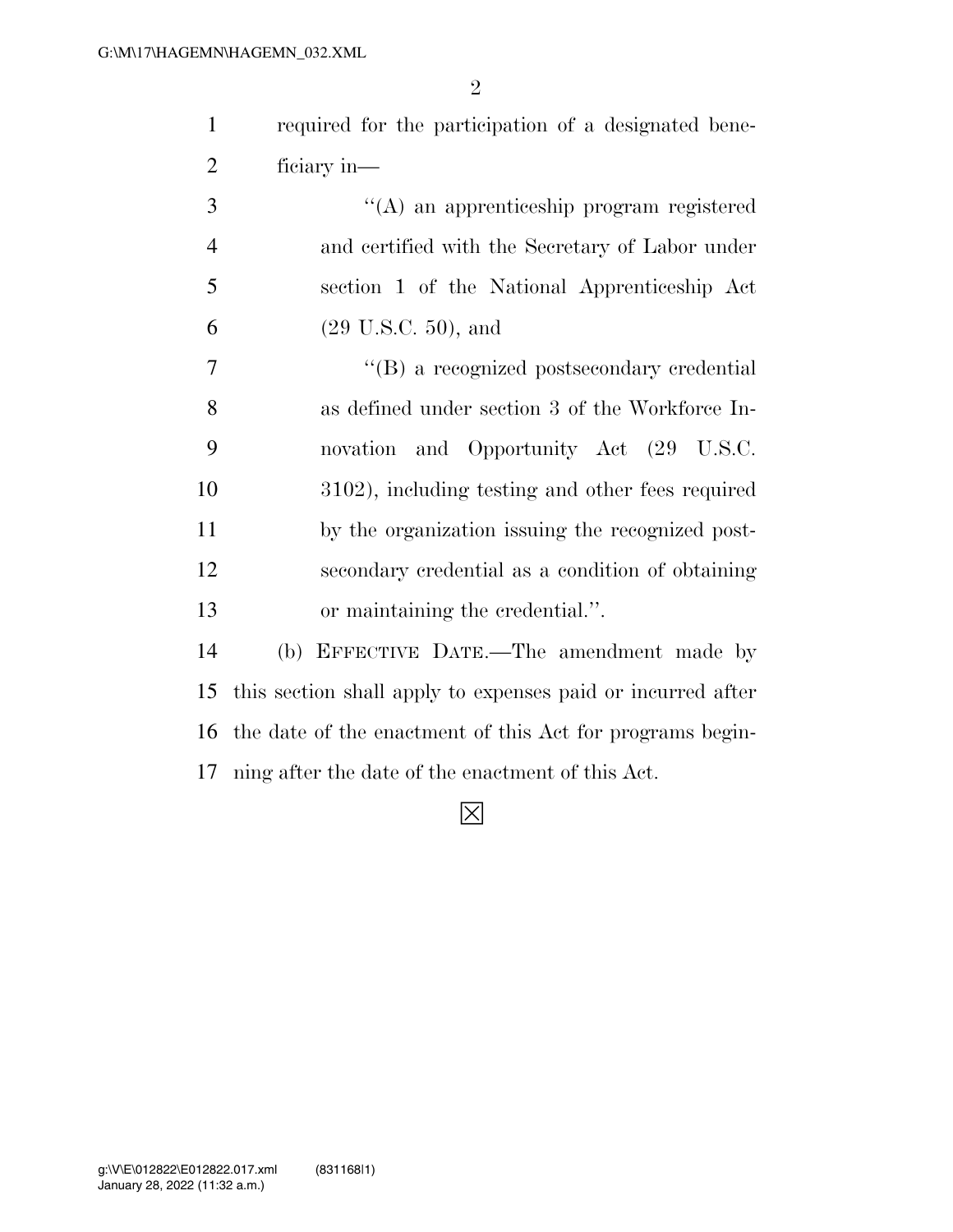required for the participation of a designated beneficiary in—

"(A) an apprenticeship program registered and certified with the Secretary of Labor under section 1 of the National Apprenticeship Act (29 U.S.C. 50), and

"(B) a recognized postsecondary credential as defined under section 3 of the Workforce Innovation and Opportunity Act (29 U.S.C. 3102), including testing and other fees required by the organization issuing the recognized postsecondary credential as a condition of obtaining or maintaining the credential.".

(b) EFFECTIVE DATE.—The amendment made by this section shall apply to expenses paid or incurred after the date of the enactment of this Act for programs beginning after the date of the enactment of this Act.